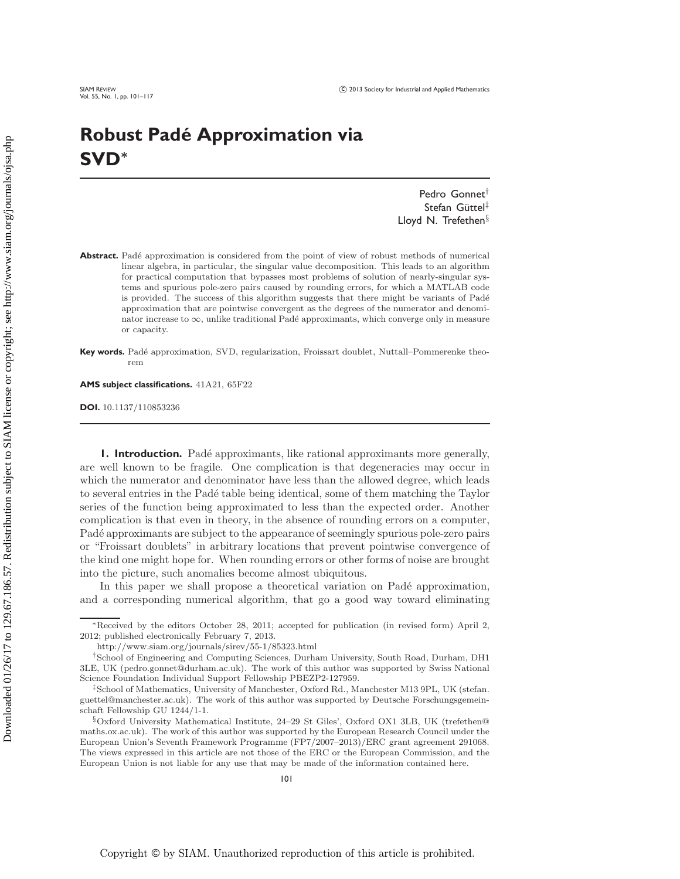# Robust Padé Approximation via SVD*

Pedro Gonnet[†]
Stefan Güttel[‡]
Lloyd N. Trefethen[§]

**Abstract.** Padé approximation is considered from the point of view of robust methods of numerical linear algebra, in particular, the singular value decomposition. This leads to an algorithm for practical computation that bypasses most problems of solution of nearly-singular systems and spurious pole-zero pairs caused by rounding errors, for which a MATLAB code is provided. The success of this algorithm suggests that there might be variants of Padé approximation that are pointwise convergent as the degrees of the numerator and denominator increase to $\infty$, unlike traditional Padé approximants, which converge only in measure or capacity.

**Key words.** Padé approximation, SVD, regularization, Froissart doublet, Nuttall–Pommerenke theorem

**AMS subject classifications.** 41A21, 65F22

**DOI.** 10.1137/110853236

## 1. Introduction.

Padé approximants, like rational approximants more generally, are well known to be fragile. One complication is that degeneracies may occur in which the numerator and denominator have less than the allowed degree, which leads to several entries in the Padé table being identical, some of them matching the Taylor series of the function being approximated to less than the expected order. Another complication is that even in theory, in the absence of rounding errors on a computer, Padé approximants are subject to the appearance of seemingly spurious pole-zero pairs or "Froissart doublets" in arbitrary locations that prevent pointwise convergence of the kind one might hope for. When rounding errors or other forms of noise are brought into the picture, such anomalies become almost ubiquitous.

In this paper we shall propose a theoretical variation on Padé approximation, and a corresponding numerical algorithm, that go a good way toward eliminating

---

*Received by the editors October 28, 2011; accepted for publication (in revised form) April 2, 2012; published electronically February 7, 2013.

http://www.siam.org/journals/sirev/55-1/85323.html

[†]School of Engineering and Computing Sciences, Durham University, South Road, Durham, DH1 3LE, UK (pedro.gonnet@durham.ac.uk). The work of this author was supported by Swiss National Science Foundation Individual Support Fellowship PBEZP2-127959.

[‡]School of Mathematics, University of Manchester, Oxford Rd., Manchester M13 9PL, UK (stefan.guettel@manchester.ac.uk). The work of this author was supported by Deutsche Forschungsgemeinschaft Fellowship GU 1244/1-1.

[§]Oxford University Mathematical Institute, 24–29 St Giles', Oxford OX1 3LB, UK (trefethen@maths.ox.ac.uk). The work of this author was supported by the European Research Council under the European Union's Seventh Framework Programme (FP7/2007–2013)/ERC grant agreement 291068. The views expressed in this article are not those of the ERC or the European Commission, and the European Union is not liable for any use that may be made of the information contained here.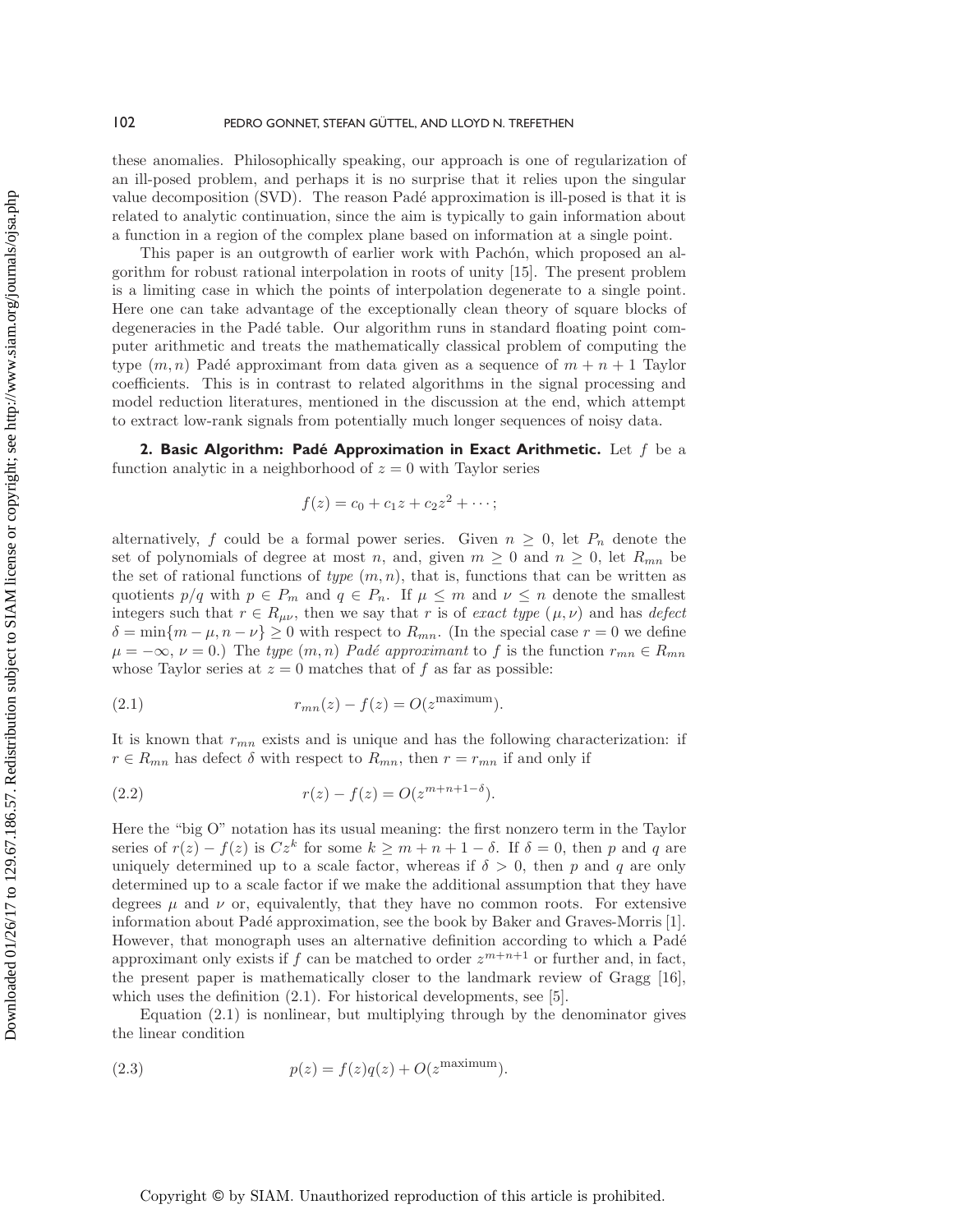these anomalies. Philosophically speaking, our approach is one of regularization of an ill-posed problem, and perhaps it is no surprise that it relies upon the singular value decomposition (SVD). The reason Padé approximation is ill-posed is that it is related to analytic continuation, since the aim is typically to gain information about a function in a region of the complex plane based on information at a single point.

This paper is an outgrowth of earlier work with Pachón, which proposed an algorithm for robust rational interpolation in roots of unity [15]. The present problem is a limiting case in which the points of interpolation degenerate to a single point. Here one can take advantage of the exceptionally clean theory of square blocks of degeneracies in the Padé table. Our algorithm runs in standard floating point computer arithmetic and treats the mathematically classical problem of computing the type $(m, n)$ Padé approximant from data given as a sequence of $m+n+1$ Taylor coefficients. This is in contrast to related algorithms in the signal processing and model reduction literatures, mentioned in the discussion at the end, which attempt to extract low-rank signals from potentially much longer sequences of noisy data.

## 2. Basic Algorithm: Padé Approximation in Exact Arithmetic.

Let $f$ be a function analytic in a neighborhood of $z = 0$ with Taylor series

$$f(z) = c_0 + c_1 z + c_2 z^2 + \cdots;$$

alternatively, $f$ could be a formal power series. Given $n \geq 0$, let $P_n$ denote the set of polynomials of degree at most $n$, and, given $m \geq 0$ and $n \geq 0$, let $R_{mn}$ be the set of rational functions of *type* $(m, n)$, that is, functions that can be written as quotients $p/q$ with $p \in P_m$ and $q \in P_n$. If $\mu \leq m$ and $\nu \leq n$ denote the smallest integers such that $r \in R_{\mu\nu}$, then we say that $r$ is of *exact type* $(\mu, \nu)$ and has *defect* $\delta = \min\{m - \mu, n - \nu\} \geq 0$ with respect to $R_{mn}$. (In the special case $r = 0$ we define $\mu = -\infty$, $\nu = 0$.) The *type* $(m, n)$ *Padé approximant* to $f$ is the function $r_{mn} \in R_{mn}$ whose Taylor series at $z = 0$ matches that of $f$ as far as possible:

$$r_{mn}(z) - f(z) = O(z^{\text{maximum}}). \tag{2.1}$$

It is known that $r_{mn}$ exists and is unique and has the following characterization: if $r \in R_{mn}$ has defect $\delta$ with respect to $R_{mn}$, then $r = r_{mn}$ if and only if

$$r(z) - f(z) = O(z^{m+n+1-\delta}). \tag{2.2}$$

Here the "big O" notation has its usual meaning: the first nonzero term in the Taylor series of $r(z) - f(z)$ is $Cz^k$ for some $k \geq m + n + 1 - \delta$. If $\delta = 0$, then $p$ and $q$ are uniquely determined up to a scale factor, whereas if $\delta > 0$, then $p$ and $q$ are only determined up to a scale factor if we make the additional assumption that they have degrees $\mu$ and $\nu$ or, equivalently, that they have no common roots. For extensive information about Padé approximation, see the book by Baker and Graves-Morris [1]. However, that monograph uses an alternative definition according to which a Padé approximant only exists if $f$ can be matched to order $z^{m+n+1}$ or further and, in fact, the present paper is mathematically closer to the landmark review of Gragg [16], which uses the definition (2.1). For historical developments, see [5].

Equation (2.1) is nonlinear, but multiplying through by the denominator gives the linear condition

$$p(z) = f(z)q(z) + O(z^{\text{maximum}}). \tag{2.3}$$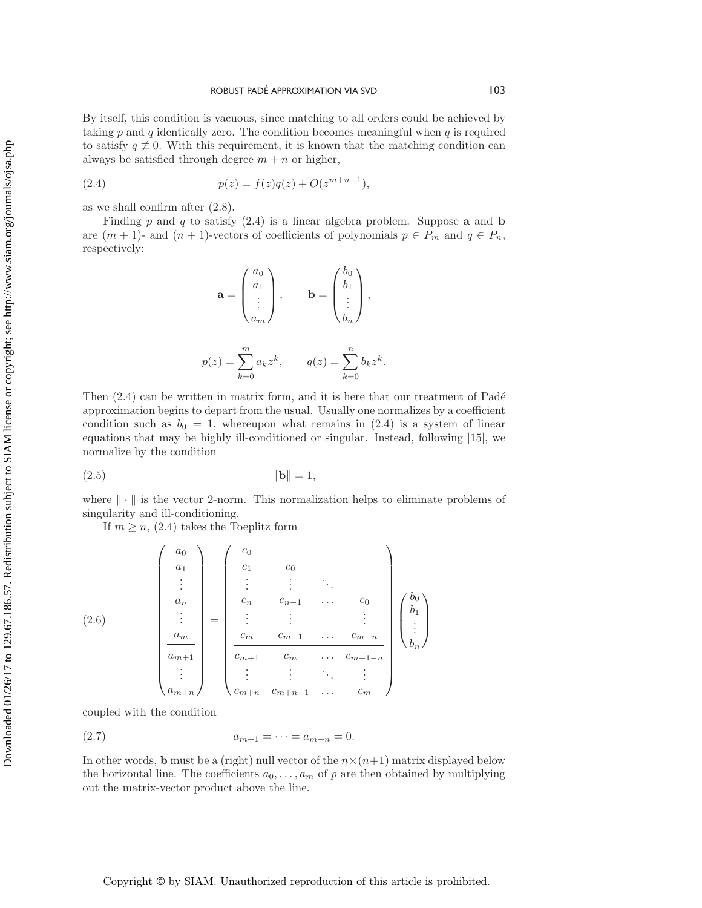By itself, this condition is vacuous, since matching to all orders could be achieved by taking $p$ and $q$ identically zero. The condition becomes meaningful when $q$ is required to satisfy $q \not\equiv 0$. With this requirement, it is known that the matching condition can always be satisfied through degree $m+n$ or higher,

$$p(z) = f(z)q(z) + O(z^{m+n+1}), \tag{2.4}$$

as we shall confirm after (2.8).

Finding $p$ and $q$ to satisfy (2.4) is a linear algebra problem. Suppose $\mathbf{a}$ and $\mathbf{b}$ are $(m+1)$- and $(n+1)$-vectors of coefficients of polynomials $p \in P_m$ and $q \in P_n$, respectively:

$$\mathbf{a} = \begin{pmatrix} a_0 \\ a_1 \\ \vdots \\ a_m \end{pmatrix}, \qquad \mathbf{b} = \begin{pmatrix} b_0 \\ b_1 \\ \vdots \\ b_n \end{pmatrix},$$

$$p(z) = \sum_{k=0}^{m} a_k z^k, \qquad q(z) = \sum_{k=0}^{n} b_k z^k.$$

Then (2.4) can be written in matrix form, and it is here that our treatment of Padé approximation begins to depart from the usual. Usually one normalizes by a coefficient condition such as $b_0 = 1$, whereupon what remains in (2.4) is a system of linear equations that may be highly ill-conditioned or singular. Instead, following [15], we normalize by the condition

$$\|\mathbf{b}\| = 1, \tag{2.5}$$

where $\|\cdot\|$ is the vector 2-norm. This normalization helps to eliminate problems of singularity and ill-conditioning.

If $m \geq n$, (2.4) takes the Toeplitz form

$$\begin{pmatrix} a_0 \\ a_1 \\ \vdots \\ a_n \\ \vdots \\ a_m \\ \hline a_{m+1} \\ \vdots \\ a_{m+n} \end{pmatrix} = \begin{pmatrix} c_0 & & & \\ c_1 & c_0 & & \\ \vdots & \vdots & \ddots & \\ c_n & c_{n-1} & \dots & c_0 \\ \vdots & \vdots & & \vdots \\ c_m & c_{m-1} & \dots & c_{m-n} \\ \hline c_{m+1} & c_m & \dots & c_{m+1-n} \\ \vdots & \vdots & \ddots & \vdots \\ c_{m+n} & c_{m+n-1} & \dots & c_m \end{pmatrix} \begin{pmatrix} b_0 \\ b_1 \\ \vdots \\ b_n \end{pmatrix} \tag{2.6}$$

coupled with the condition

$$a_{m+1} = \cdots = a_{m+n} = 0. \tag{2.7}$$

In other words, $\mathbf{b}$ must be a (right) null vector of the $n \times (n+1)$ matrix displayed below the horizontal line. The coefficients $a_0, \dots, a_m$ of $p$ are then obtained by multiplying out the matrix-vector product above the line.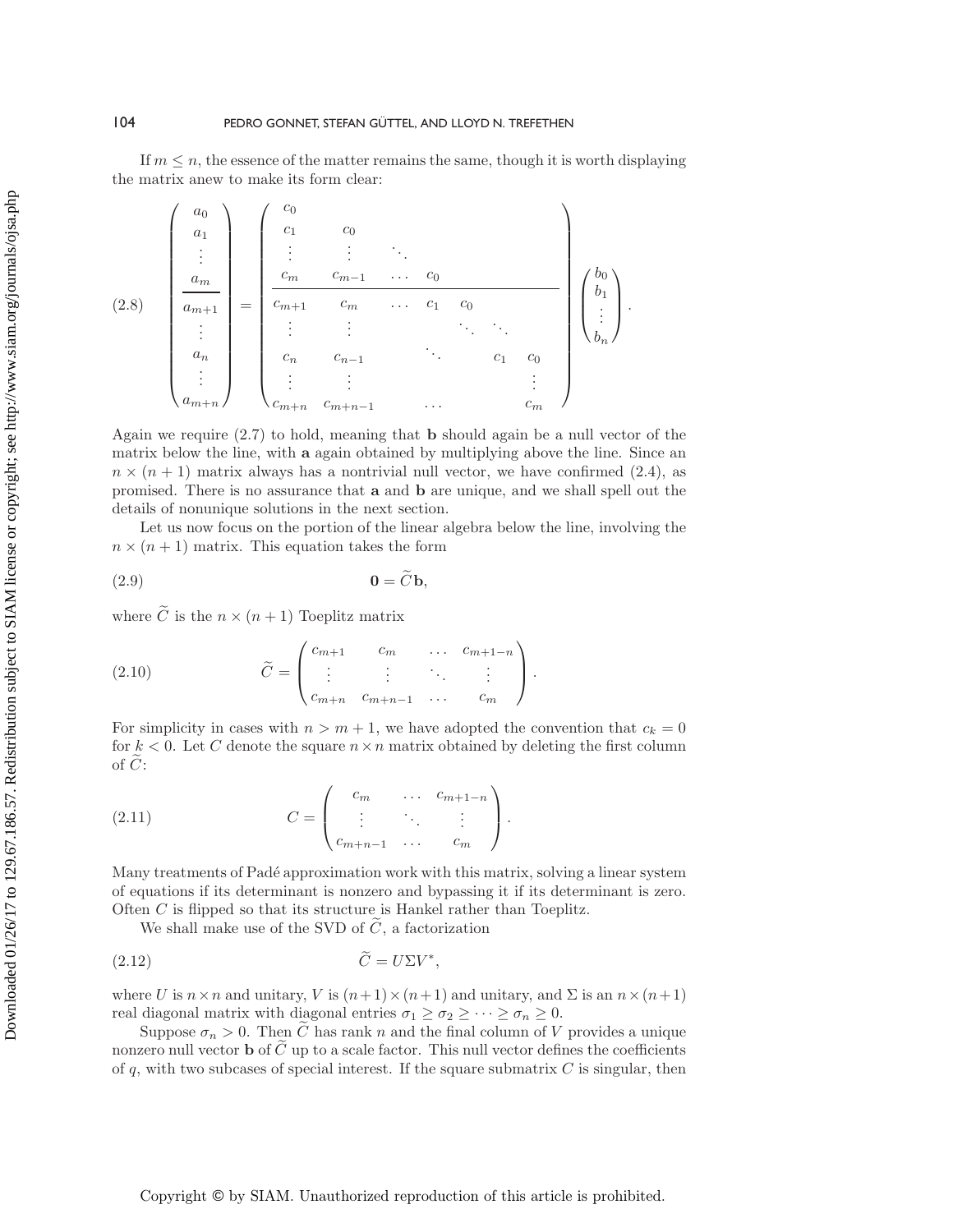If $m \le n$, the essence of the matter remains the same, though it is worth displaying the matrix anew to make its form clear:

$$
\begin{pmatrix} a_0 \\ a_1 \\ \vdots \\ a_m \\ \hline a_{m+1} \\ \vdots \\ a_n \\ \vdots \\ a_{m+n} \end{pmatrix}
=
\left(\begin{array}{cccccc}
c_0 & & & & & \\
c_1 & c_0 & & & & \\
\vdots & \vdots & \ddots & & & \\
c_m & c_{m-1} & \dots & c_0 & & \\
\hline
c_{m+1} & c_m & \dots & c_1 & c_0 & \\
\vdots & \vdots & & & \ddots & \ddots \\
c_n & c_{n-1} & & \ddots & c_1 & c_0 \\
\vdots & \vdots & & & & \vdots \\
c_{m+n} & c_{m+n-1} & & \dots & & c_m
\end{array}\right)
\begin{pmatrix} b_0 \\ b_1 \\ \vdots \\ b_n \end{pmatrix}. \tag{2.8}
$$

Again we require (2.7) to hold, meaning that $\mathbf{b}$ should again be a null vector of the matrix below the line, with $\mathbf{a}$ again obtained by multiplying above the line. Since an $n \times (n+1)$ matrix always has a nontrivial null vector, we have confirmed (2.4), as promised. There is no assurance that $\mathbf{a}$ and $\mathbf{b}$ are unique, and we shall spell out the details of nonunique solutions in the next section.

Let us now focus on the portion of the linear algebra below the line, involving the $n \times (n+1)$ matrix. This equation takes the form

$$
\mathbf{0} = \widetilde{C}\mathbf{b}, \tag{2.9}
$$

where $\widetilde{C}$ is the $n \times (n+1)$ Toeplitz matrix

$$
\widetilde{C} = \begin{pmatrix} c_{m+1} & c_m & \dots & c_{m+1-n} \\ \vdots & \vdots & \ddots & \vdots \\ c_{m+n} & c_{m+n-1} & \dots & c_m \end{pmatrix}. \tag{2.10}
$$

For simplicity in cases with $n > m+1$, we have adopted the convention that $c_k = 0$ for $k < 0$. Let $C$ denote the square $n \times n$ matrix obtained by deleting the first column of $\widetilde{C}$:

$$
C = \begin{pmatrix} c_m & \dots & c_{m+1-n} \\ \vdots & \ddots & \vdots \\ c_{m+n-1} & \dots & c_m \end{pmatrix}. \tag{2.11}
$$

Many treatments of Padé approximation work with this matrix, solving a linear system of equations if its determinant is nonzero and bypassing it if its determinant is zero. Often $C$ is flipped so that its structure is Hankel rather than Toeplitz.

We shall make use of the SVD of $\widetilde{C}$, a factorization

$$
\widetilde{C} = U\Sigma V^*, \tag{2.12}
$$

where $U$ is $n \times n$ and unitary, $V$ is $(n+1) \times (n+1)$ and unitary, and $\Sigma$ is an $n \times (n+1)$ real diagonal matrix with diagonal entries $\sigma_1 \ge \sigma_2 \ge \cdots \ge \sigma_n \ge 0$.

Suppose $\sigma_n > 0$. Then $\widetilde{C}$ has rank $n$ and the final column of $V$ provides a unique nonzero null vector $\mathbf{b}$ of $\widetilde{C}$ up to a scale factor. This null vector defines the coefficients of $q$, with two subcases of special interest. If the square submatrix $C$ is singular, then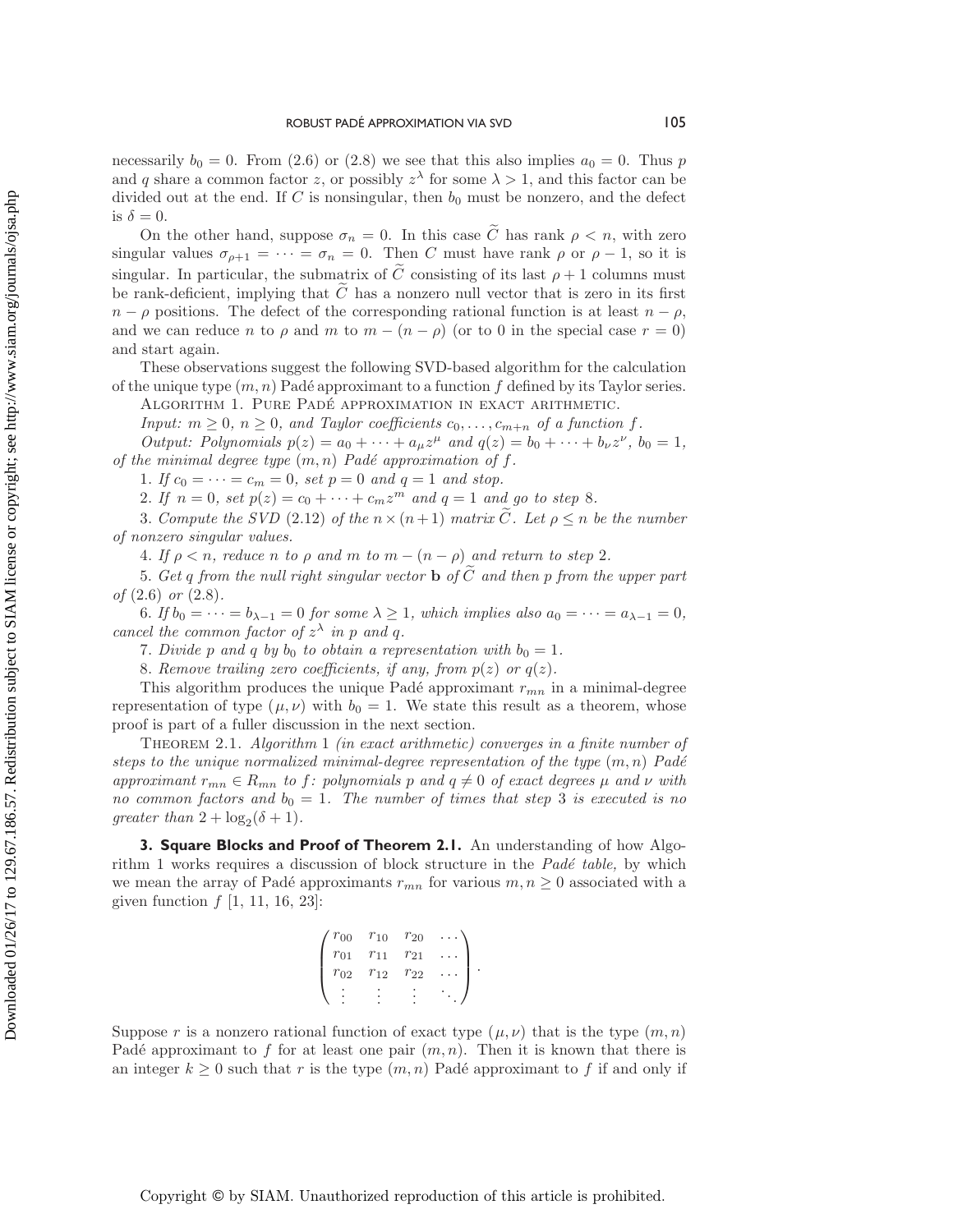necessarily $b_0 = 0$. From (2.6) or (2.8) we see that this also implies $a_0 = 0$. Thus $p$ and $q$ share a common factor $z$, or possibly $z^\lambda$ for some $\lambda > 1$, and this factor can be divided out at the end. If $C$ is nonsingular, then $b_0$ must be nonzero, and the defect is $\delta = 0$.

On the other hand, suppose $\sigma_n = 0$. In this case $\widetilde{C}$ has rank $\rho < n$, with zero singular values $\sigma_{\rho+1} = \cdots = \sigma_n = 0$. Then $C$ must have rank $\rho$ or $\rho - 1$, so it is singular. In particular, the submatrix of $\widetilde{C}$ consisting of its last $\rho + 1$ columns must be rank-deficient, implying that $\widetilde{C}$ has a nonzero null vector that is zero in its first $n - \rho$ positions. The defect of the corresponding rational function is at least $n - \rho$, and we can reduce $n$ to $\rho$ and $m$ to $m - (n - \rho)$ (or to 0 in the special case $r = 0$) and start again.

These observations suggest the following SVD-based algorithm for the calculation of the unique type $(m, n)$ Padé approximant to a function $f$ defined by its Taylor series.

Algorithm 1. Pure Padé approximation in exact arithmetic.

*Input: $m \geq 0$, $n \geq 0$, and Taylor coefficients $c_0, \ldots, c_{m+n}$ of a function $f$.*

*Output: Polynomials $p(z) = a_0 + \cdots + a_\mu z^\mu$ and $q(z) = b_0 + \cdots + b_\nu z^\nu$, $b_0 = 1$, of the minimal degree type $(m, n)$ Padé approximation of $f$.*

1. *If $c_0 = \cdots = c_m = 0$, set $p = 0$ and $q = 1$ and stop.*
2. *If $n = 0$, set $p(z) = c_0 + \cdots + c_m z^m$ and $q = 1$ and go to step 8.*
3. *Compute the SVD (2.12) of the $n \times (n+1)$ matrix $\widetilde{C}$. Let $\rho \leq n$ be the number of nonzero singular values.*
4. *If $\rho < n$, reduce $n$ to $\rho$ and $m$ to $m - (n - \rho)$ and return to step 2.*
5. *Get $q$ from the null right singular vector $\mathbf{b}$ of $\widetilde{C}$ and then $p$ from the upper part of (2.6) or (2.8).*
6. *If $b_0 = \cdots = b_{\lambda-1} = 0$ for some $\lambda \geq 1$, which implies also $a_0 = \cdots = a_{\lambda-1} = 0$, cancel the common factor of $z^\lambda$ in $p$ and $q$.*
7. *Divide $p$ and $q$ by $b_0$ to obtain a representation with $b_0 = 1$.*
8. *Remove trailing zero coefficients, if any, from $p(z)$ or $q(z)$.*

This algorithm produces the unique Padé approximant $r_{mn}$ in a minimal-degree representation of type $(\mu, \nu)$ with $b_0 = 1$. We state this result as a theorem, whose proof is part of a fuller discussion in the next section.

Theorem 2.1. *Algorithm 1 (in exact arithmetic) converges in a finite number of steps to the unique normalized minimal-degree representation of the type $(m, n)$ Padé approximant $r_{mn} \in R_{mn}$ to $f$: polynomials $p$ and $q \neq 0$ of exact degrees $\mu$ and $\nu$ with no common factors and $b_0 = 1$. The number of times that step 3 is executed is no greater than $2 + \log_2(\delta + 1)$.*

## 3. Square Blocks and Proof of Theorem 2.1.

An understanding of how Algorithm 1 works requires a discussion of block structure in the *Padé table,* by which we mean the array of Padé approximants $r_{mn}$ for various $m, n \geq 0$ associated with a given function $f$ [1, 11, 16, 23]:

$$\begin{pmatrix} r_{00} & r_{10} & r_{20} & \cdots \\ r_{01} & r_{11} & r_{21} & \cdots \\ r_{02} & r_{12} & r_{22} & \cdots \\ \vdots & \vdots & \vdots & \ddots \end{pmatrix}.$$

Suppose $r$ is a nonzero rational function of exact type $(\mu, \nu)$ that is the type $(m, n)$ Padé approximant to $f$ for at least one pair $(m, n)$. Then it is known that there is an integer $k \geq 0$ such that $r$ is the type $(m, n)$ Padé approximant to $f$ if and only if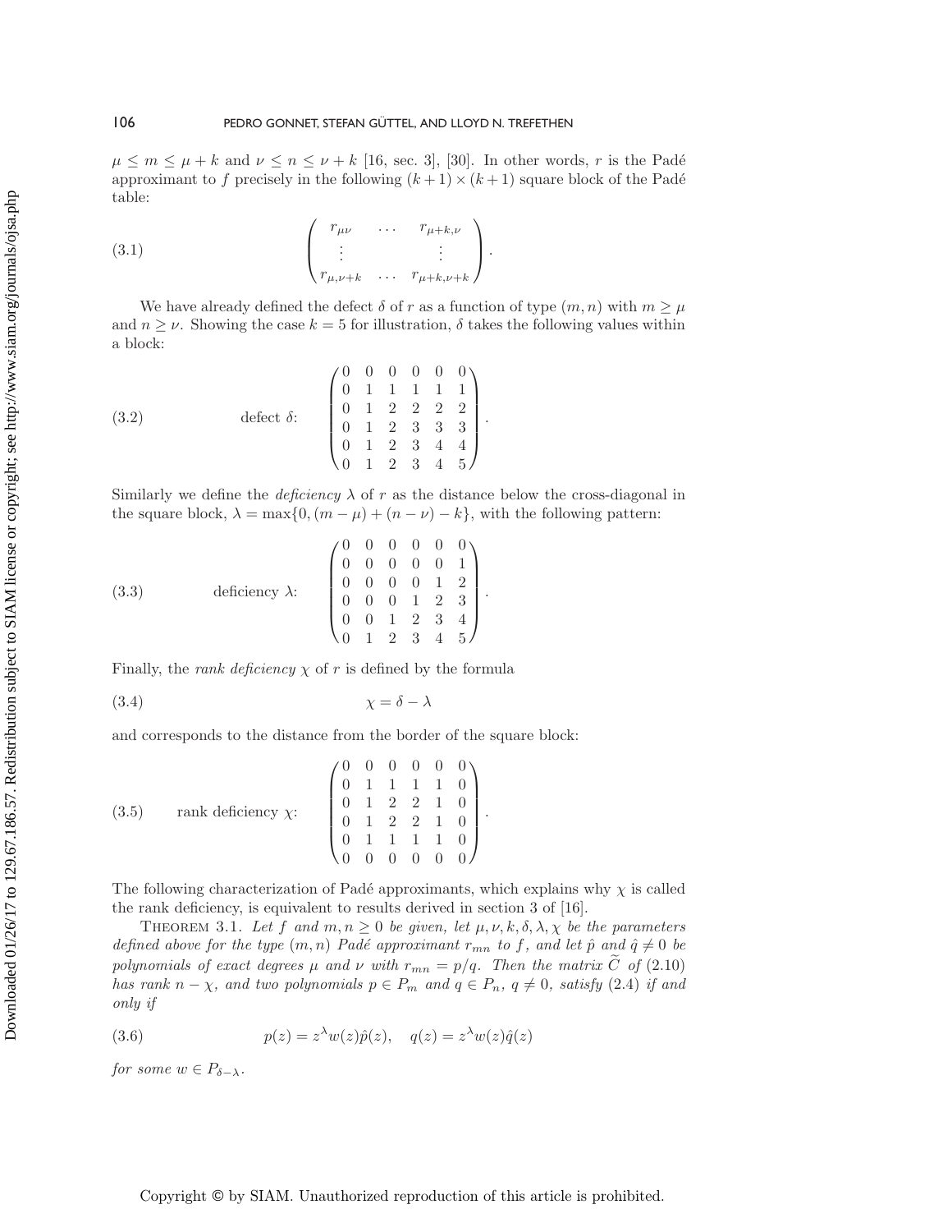$\mu \le m \le \mu + k$ and $\nu \le n \le \nu + k$ [16, sec. 3], [30]. In other words, $r$ is the Padé approximant to $f$ precisely in the following $(k+1) \times (k+1)$ square block of the Padé table:

$$
\begin{pmatrix} r_{\mu\nu} & \dots & r_{\mu+k,\nu} \\ \vdots & & \vdots \\ r_{\mu,\nu+k} & \dots & r_{\mu+k,\nu+k} \end{pmatrix}. \tag{3.1}
$$

We have already defined the defect $\delta$ of $r$ as a function of type $(m,n)$ with $m \ge \mu$ and $n \ge \nu$. Showing the case $k = 5$ for illustration, $\delta$ takes the following values within a block:

$$
\text{defect } \delta: \quad \begin{pmatrix} 0 & 0 & 0 & 0 & 0 & 0 \\ 0 & 1 & 1 & 1 & 1 & 1 \\ 0 & 1 & 2 & 2 & 2 & 2 \\ 0 & 1 & 2 & 3 & 3 & 3 \\ 0 & 1 & 2 & 3 & 4 & 4 \\ 0 & 1 & 2 & 3 & 4 & 5 \end{pmatrix}. \tag{3.2}
$$

Similarly we define the *deficiency* $\lambda$ of $r$ as the distance below the cross-diagonal in the square block, $\lambda = \max\{0, (m-\mu) + (n-\nu) - k\}$, with the following pattern:

$$
\text{deficiency } \lambda: \quad \begin{pmatrix} 0 & 0 & 0 & 0 & 0 & 0 \\ 0 & 0 & 0 & 0 & 0 & 1 \\ 0 & 0 & 0 & 0 & 1 & 2 \\ 0 & 0 & 0 & 1 & 2 & 3 \\ 0 & 0 & 1 & 2 & 3 & 4 \\ 0 & 1 & 2 & 3 & 4 & 5 \end{pmatrix}. \tag{3.3}
$$

Finally, the *rank deficiency* $\chi$ of $r$ is defined by the formula

$$
\chi = \delta - \lambda \tag{3.4}
$$

and corresponds to the distance from the border of the square block:

$$
\text{rank deficiency } \chi: \quad \begin{pmatrix} 0 & 0 & 0 & 0 & 0 & 0 \\ 0 & 1 & 1 & 1 & 1 & 0 \\ 0 & 1 & 2 & 2 & 1 & 0 \\ 0 & 1 & 2 & 2 & 1 & 0 \\ 0 & 1 & 1 & 1 & 1 & 0 \\ 0 & 0 & 0 & 0 & 0 & 0 \end{pmatrix}. \tag{3.5}
$$

The following characterization of Padé approximants, which explains why $\chi$ is called the rank deficiency, is equivalent to results derived in section 3 of [16].

THEOREM 3.1. *Let $f$ and $m, n \ge 0$ be given, let $\mu, \nu, k, \delta, \lambda, \chi$ be the parameters defined above for the type $(m,n)$ Padé approximant $r_{mn}$ to $f$, and let $\hat{p}$ and $\hat{q} \ne 0$ be polynomials of exact degrees $\mu$ and $\nu$ with $r_{mn} = p/q$. Then the matrix $\widetilde{C}$ of (2.10) has rank $n - \chi$, and two polynomials $p \in P_m$ and $q \in P_n$, $q \ne 0$, satisfy (2.4) if and only if*

$$
p(z) = z^{\lambda} w(z) \hat{p}(z), \quad q(z) = z^{\lambda} w(z) \hat{q}(z) \tag{3.6}
$$

*for some $w \in P_{\delta - \lambda}$.*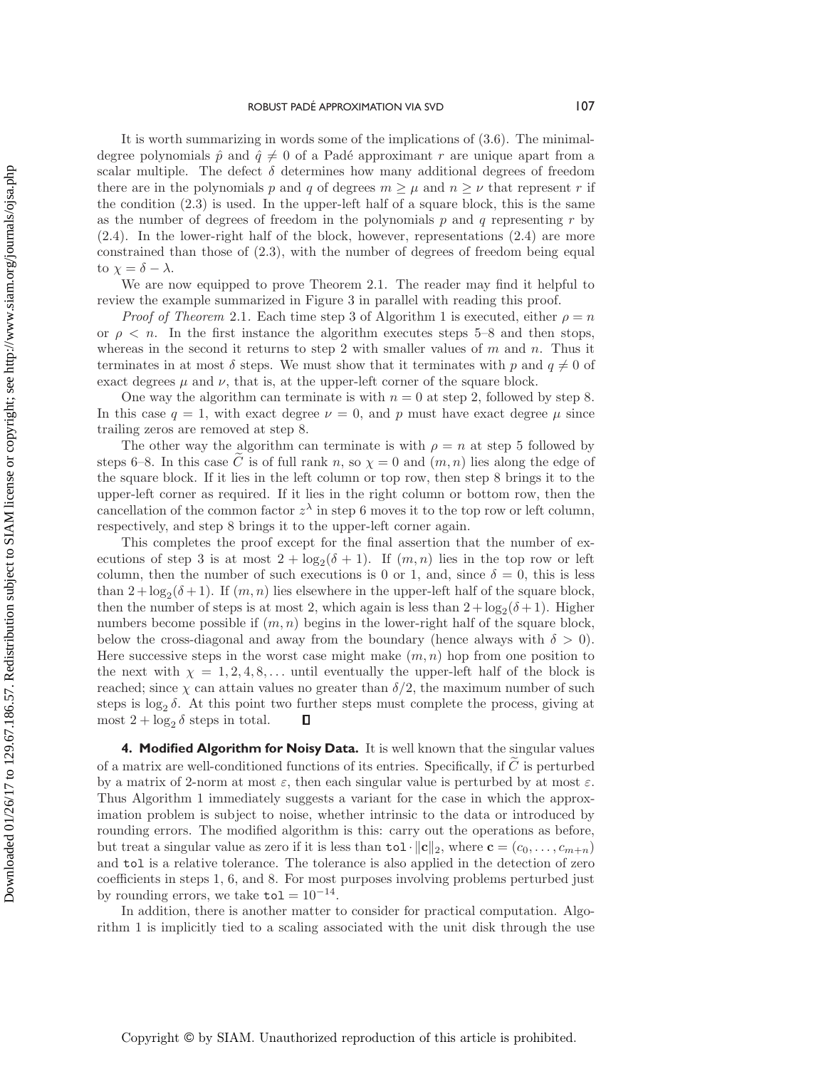It is worth summarizing in words some of the implications of (3.6). The minimal-degree polynomials $\hat{p}$ and $\hat{q} \neq 0$ of a Padé approximant $r$ are unique apart from a scalar multiple. The defect $\delta$ determines how many additional degrees of freedom there are in the polynomials $p$ and $q$ of degrees $m \geq \mu$ and $n \geq \nu$ that represent $r$ if the condition (2.3) is used. In the upper-left half of a square block, this is the same as the number of degrees of freedom in the polynomials $p$ and $q$ representing $r$ by (2.4). In the lower-right half of the block, however, representations (2.4) are more constrained than those of (2.3), with the number of degrees of freedom being equal to $\chi = \delta - \lambda$.

We are now equipped to prove Theorem 2.1. The reader may find it helpful to review the example summarized in Figure 3 in parallel with reading this proof.

*Proof of Theorem* 2.1. Each time step 3 of Algorithm 1 is executed, either $\rho = n$ or $\rho < n$. In the first instance the algorithm executes steps 5–8 and then stops, whereas in the second it returns to step 2 with smaller values of $m$ and $n$. Thus it terminates in at most $\delta$ steps. We must show that it terminates with $p$ and $q \neq 0$ of exact degrees $\mu$ and $\nu$, that is, at the upper-left corner of the square block.

One way the algorithm can terminate is with $n = 0$ at step 2, followed by step 8. In this case $q = 1$, with exact degree $\nu = 0$, and $p$ must have exact degree $\mu$ since trailing zeros are removed at step 8.

The other way the algorithm can terminate is with $\rho = n$ at step 5 followed by steps 6–8. In this case $\widetilde{C}$ is of full rank $n$, so $\chi = 0$ and $(m, n)$ lies along the edge of the square block. If it lies in the left column or top row, then step 8 brings it to the upper-left corner as required. If it lies in the right column or bottom row, then the cancellation of the common factor $z^\lambda$ in step 6 moves it to the top row or left column, respectively, and step 8 brings it to the upper-left corner again.

This completes the proof except for the final assertion that the number of executions of step 3 is at most $2 + \log_2(\delta + 1)$. If $(m, n)$ lies in the top row or left column, then the number of such executions is 0 or 1, and, since $\delta = 0$, this is less than $2 + \log_2(\delta + 1)$. If $(m, n)$ lies elsewhere in the upper-left half of the square block, then the number of steps is at most 2, which again is less than $2 + \log_2(\delta + 1)$. Higher numbers become possible if $(m, n)$ begins in the lower-right half of the square block, below the cross-diagonal and away from the boundary (hence always with $\delta > 0$). Here successive steps in the worst case might make $(m, n)$ hop from one position to the next with $\chi = 1, 2, 4, 8, \ldots$ until eventually the upper-left half of the block is reached; since $\chi$ can attain values no greater than $\delta/2$, the maximum number of such steps is $\log_2 \delta$. At this point two further steps must complete the process, giving at most $2 + \log_2 \delta$ steps in total. ∎

## 4. Modified Algorithm for Noisy Data.

It is well known that the singular values of a matrix are well-conditioned functions of its entries. Specifically, if $\widetilde{C}$ is perturbed by a matrix of 2-norm at most $\varepsilon$, then each singular value is perturbed by at most $\varepsilon$. Thus Algorithm 1 immediately suggests a variant for the case in which the approximation problem is subject to noise, whether intrinsic to the data or introduced by rounding errors. The modified algorithm is this: carry out the operations as before, but treat a singular value as zero if it is less than $\texttt{tol} \cdot \|\mathbf{c}\|_2$, where $\mathbf{c} = (c_0, \ldots, c_{m+n})$ and `tol` is a relative tolerance. The tolerance is also applied in the detection of zero coefficients in steps 1, 6, and 8. For most purposes involving problems perturbed just by rounding errors, we take $\texttt{tol} = 10^{-14}$.

In addition, there is another matter to consider for practical computation. Algorithm 1 is implicitly tied to a scaling associated with the unit disk through the use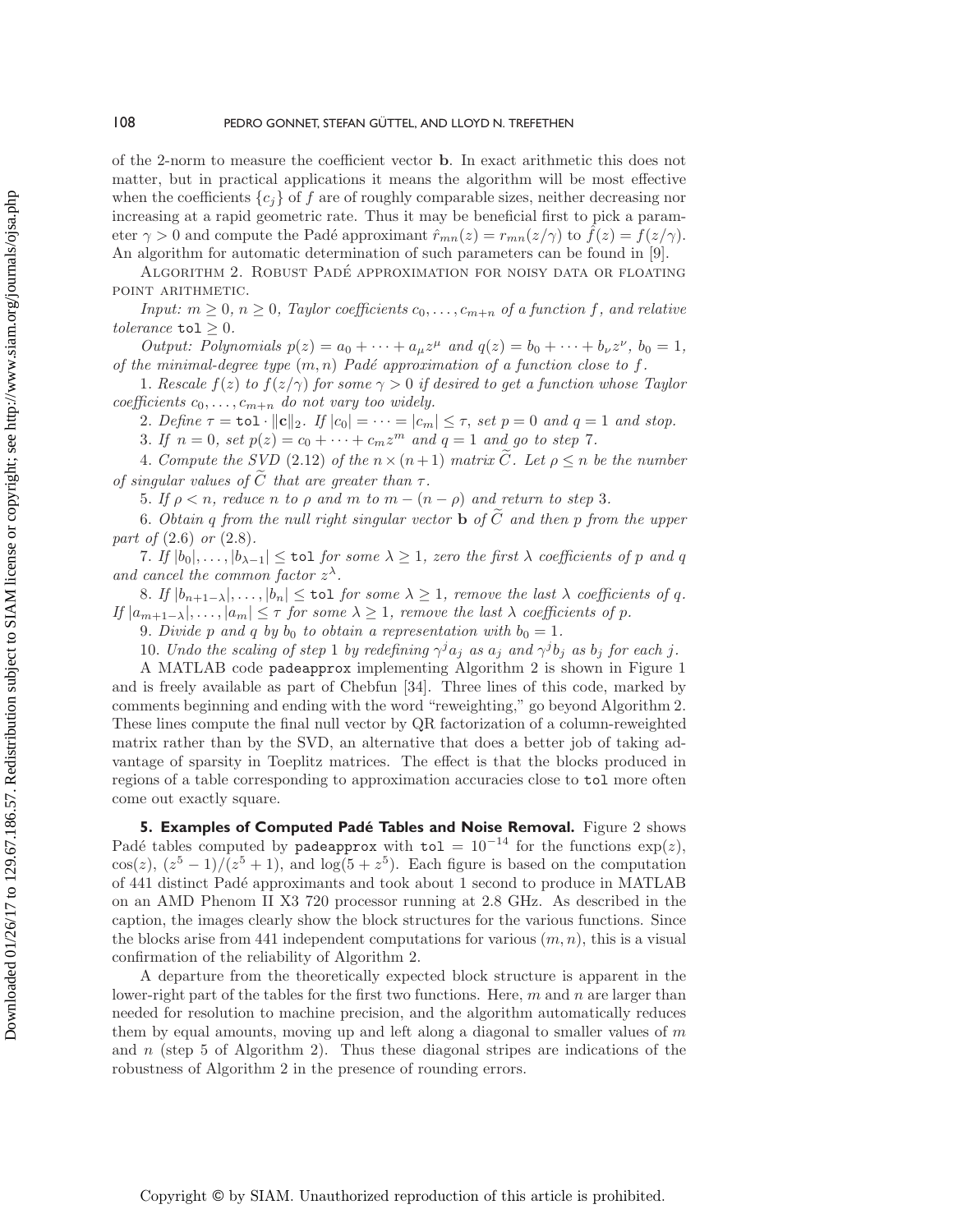of the 2-norm to measure the coefficient vector $\mathbf{b}$. In exact arithmetic this does not matter, but in practical applications it means the algorithm will be most effective when the coefficients $\{c_j\}$ of $f$ are of roughly comparable sizes, neither decreasing nor increasing at a rapid geometric rate. Thus it may be beneficial first to pick a parameter $\gamma > 0$ and compute the Padé approximant $\hat{r}_{mn}(z) = r_{mn}(z/\gamma)$ to $\hat{f}(z) = f(z/\gamma)$. An algorithm for automatic determination of such parameters can be found in [9].

ALGORITHM 2. ROBUST PADÉ APPROXIMATION FOR NOISY DATA OR FLOATING POINT ARITHMETIC.

*Input:* $m \geq 0$, $n \geq 0$, *Taylor coefficients* $c_0, \ldots, c_{m+n}$ *of a function* $f$, *and relative tolerance* `tol` $\geq 0$.

*Output:* *Polynomials* $p(z) = a_0 + \cdots + a_\mu z^\mu$ *and* $q(z) = b_0 + \cdots + b_\nu z^\nu$, $b_0 = 1$, *of the minimal-degree type* $(m, n)$ *Padé approximation of a function close to* $f$.

1. *Rescale* $f(z)$ *to* $f(z/\gamma)$ *for some* $\gamma > 0$ *if desired to get a function whose Taylor coefficients* $c_0, \ldots, c_{m+n}$ *do not vary too widely.*
2. *Define* $\tau = \texttt{tol} \cdot \|\mathbf{c}\|_2$. *If* $|c_0| = \cdots = |c_m| \leq \tau$, *set* $p = 0$ *and* $q = 1$ *and stop.*
3. *If* $n = 0$, *set* $p(z) = c_0 + \cdots + c_m z^m$ *and* $q = 1$ *and go to step* 7.
4. *Compute the SVD* (2.12) *of the* $n \times (n+1)$ *matrix* $\widetilde{C}$. *Let* $\rho \leq n$ *be the number of singular values of* $\widetilde{C}$ *that are greater than* $\tau$.
5. *If* $\rho < n$, *reduce* $n$ *to* $\rho$ *and* $m$ *to* $m - (n - \rho)$ *and return to step* 3.
6. *Obtain* $q$ *from the null right singular vector* $\mathbf{b}$ *of* $\widetilde{C}$ *and then* $p$ *from the upper part of* (2.6) *or* (2.8).
7. *If* $|b_0|, \ldots, |b_{\lambda-1}| \leq \texttt{tol}$ *for some* $\lambda \geq 1$, *zero the first* $\lambda$ *coefficients of* $p$ *and* $q$ *and cancel the common factor* $z^\lambda$.
8. *If* $|b_{n+1-\lambda}|, \ldots, |b_n| \leq \texttt{tol}$ *for some* $\lambda \geq 1$, *remove the last* $\lambda$ *coefficients of* $q$. *If* $|a_{m+1-\lambda}|, \ldots, |a_m| \leq \tau$ *for some* $\lambda \geq 1$, *remove the last* $\lambda$ *coefficients of* $p$.
9. *Divide* $p$ *and* $q$ *by* $b_0$ *to obtain a representation with* $b_0 = 1$.
10. *Undo the scaling of step* 1 *by redefining* $\gamma^j a_j$ *as* $a_j$ *and* $\gamma^j b_j$ *as* $b_j$ *for each* $j$.

A MATLAB code `padeapprox` implementing Algorithm 2 is shown in Figure 1 and is freely available as part of Chebfun [34]. Three lines of this code, marked by comments beginning and ending with the word "reweighting," go beyond Algorithm 2. These lines compute the final null vector by QR factorization of a column-reweighted matrix rather than by the SVD, an alternative that does a better job of taking advantage of sparsity in Toeplitz matrices. The effect is that the blocks produced in regions of a table corresponding to approximation accuracies close to `tol` more often come out exactly square.

## 5. Examples of Computed Padé Tables and Noise Removal.

Figure 2 shows Padé tables computed by `padeapprox` with `tol` $= 10^{-14}$ for the functions $\exp(z)$, $\cos(z)$, $(z^5 - 1)/(z^5 + 1)$, and $\log(5 + z^5)$. Each figure is based on the computation of 441 distinct Padé approximants and took about 1 second to produce in MATLAB on an AMD Phenom II X3 720 processor running at 2.8 GHz. As described in the caption, the images clearly show the block structures for the various functions. Since the blocks arise from 441 independent computations for various $(m, n)$, this is a visual confirmation of the reliability of Algorithm 2.

A departure from the theoretically expected block structure is apparent in the lower-right part of the tables for the first two functions. Here, $m$ and $n$ are larger than needed for resolution to machine precision, and the algorithm automatically reduces them by equal amounts, moving up and left along a diagonal to smaller values of $m$ and $n$ (step 5 of Algorithm 2). Thus these diagonal stripes are indications of the robustness of Algorithm 2 in the presence of rounding errors.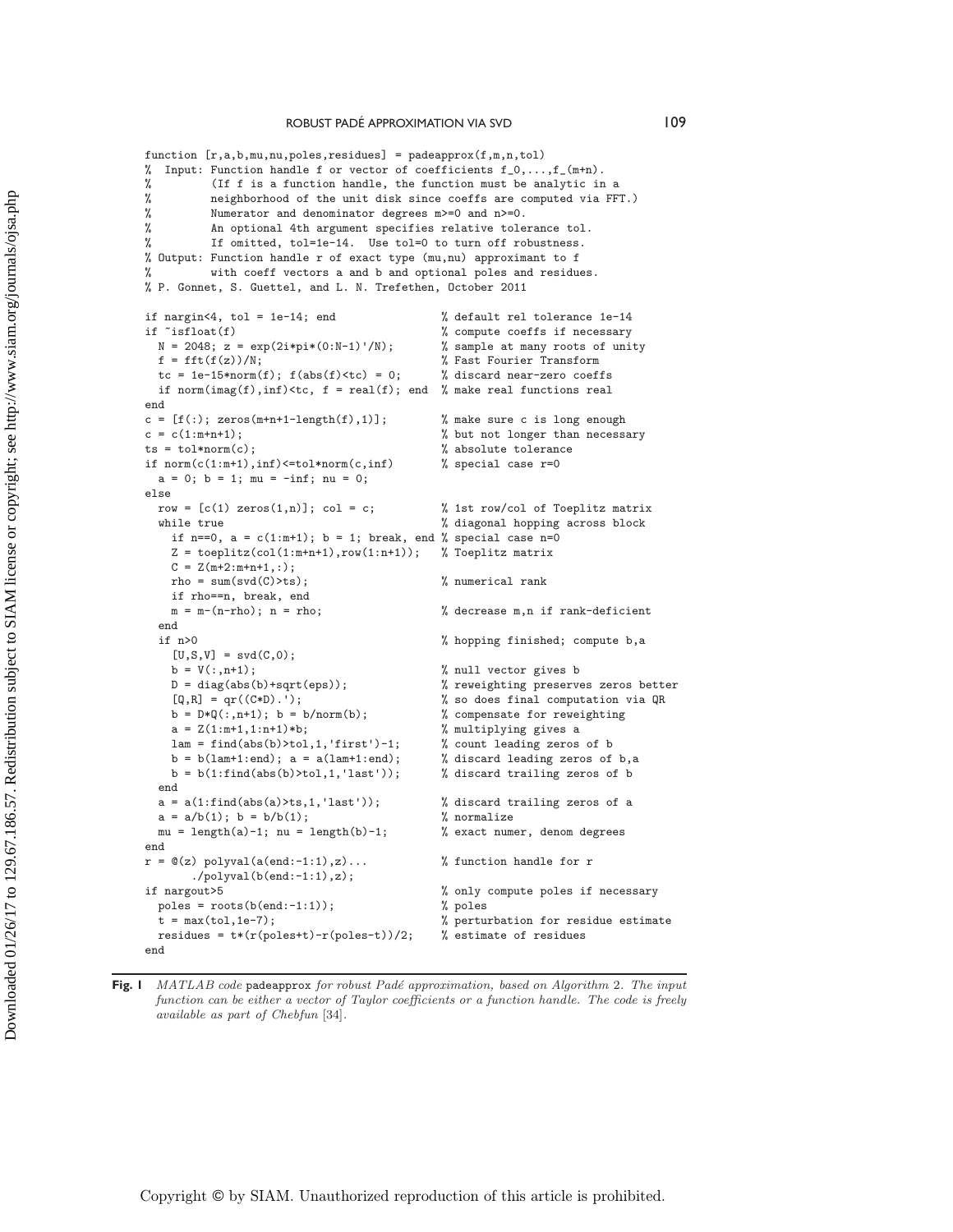```
function [r,a,b,mu,nu,poles,residues] = padeapprox(f,m,n,tol)
%  Input: Function handle f or vector of coefficients f_0,...,f_(m+n).
%         (If f is a function handle, the function must be analytic in a
%         neighborhood of the unit disk since coeffs are computed via FFT.)
%         Numerator and denominator degrees m>=0 and n>=0.
%         An optional 4th argument specifies relative tolerance tol.
%         If omitted, tol=1e-14.  Use tol=0 to turn off robustness.
% Output: Function handle r of exact type (mu,nu) approximant to f
%         with coeff vectors a and b and optional poles and residues.
% P. Gonnet, S. Guettel, and L. N. Trefethen, October 2011

if nargin<4, tol = 1e-14; end                 % default rel tolerance 1e-14
if ~isfloat(f)                                % compute coeffs if necessary
  N = 2048; z = exp(2i*pi*(0:N-1)'/N);        % sample at many roots of unity
  f = fft(f(z))/N;                            % Fast Fourier Transform
  tc = 1e-15*norm(f); f(abs(f)<tc) = 0;       % discard near-zero coeffs
  if norm(imag(f),inf)<tc, f = real(f); end   % make real functions real
end
c = [f(:); zeros(m+n+1-length(f),1)];         % make sure c is long enough
c = c(1:m+n+1);                               % but not longer than necessary
ts = tol*norm(c);                             % absolute tolerance
if norm(c(1:m+1),inf)<=tol*norm(c,inf)        % special case r=0
  a = 0; b = 1; mu = -inf; nu = 0;
else
  row = [c(1) zeros(1,n)]; col = c;           % 1st row/col of Toeplitz matrix
  while true                                  % diagonal hopping across block
    if n==0, a = c(1:m+1); b = 1; break, end  % special case n=0
    Z = toeplitz(col(1:m+n+1),row(1:n+1));    % Toeplitz matrix
    C = Z(m+2:m+n+1,:);
    rho = sum(svd(C)>ts);                     % numerical rank
    if rho==n, break, end
    m = m-(n-rho); n = rho;                   % decrease m,n if rank-deficient
  end
  if n>0                                      % hopping finished; compute b,a
    [U,S,V] = svd(C,0);
    b = V(:,n+1);                             % null vector gives b
    D = diag(abs(b)+sqrt(eps));               % reweighting preserves zeros better
    [Q,R] = qr((C*D).');                      % so does final computation via QR
    b = D*Q(:,n+1); b = b/norm(b);            % compensate for reweighting
    a = Z(1:m+1,1:n+1)*b;                     % multiplying gives a
    lam = find(abs(b)>tol,1,'first')-1;       % count leading zeros of b
    b = b(lam+1:end); a = a(lam+1:end);       % discard leading zeros of b,a
    b = b(1:find(abs(b)>tol,1,'last'));       % discard trailing zeros of b
  end
  a = a(1:find(abs(a)>ts,1,'last'));          % discard trailing zeros of a
  a = a/b(1); b = b/b(1);                     % normalize
  mu = length(a)-1; nu = length(b)-1;         % exact numer, denom degrees
end
r = @(z) polyval(a(end:-1:1),z)...            % function handle for r
      ./polyval(b(end:-1:1),z);
if nargout>5                                  % only compute poles if necessary
  poles = roots(b(end:-1:1));                 % poles
  t = max(tol,1e-7);                          % perturbation for residue estimate
  residues = t*(r(poles+t)-r(poles-t))/2;     % estimate of residues
end
```

**Fig. 1** *MATLAB code* `padeapprox` *for robust Padé approximation, based on Algorithm* 2*. The input function can be either a vector of Taylor coefficients or a function handle. The code is freely available as part of Chebfun* [34]*.*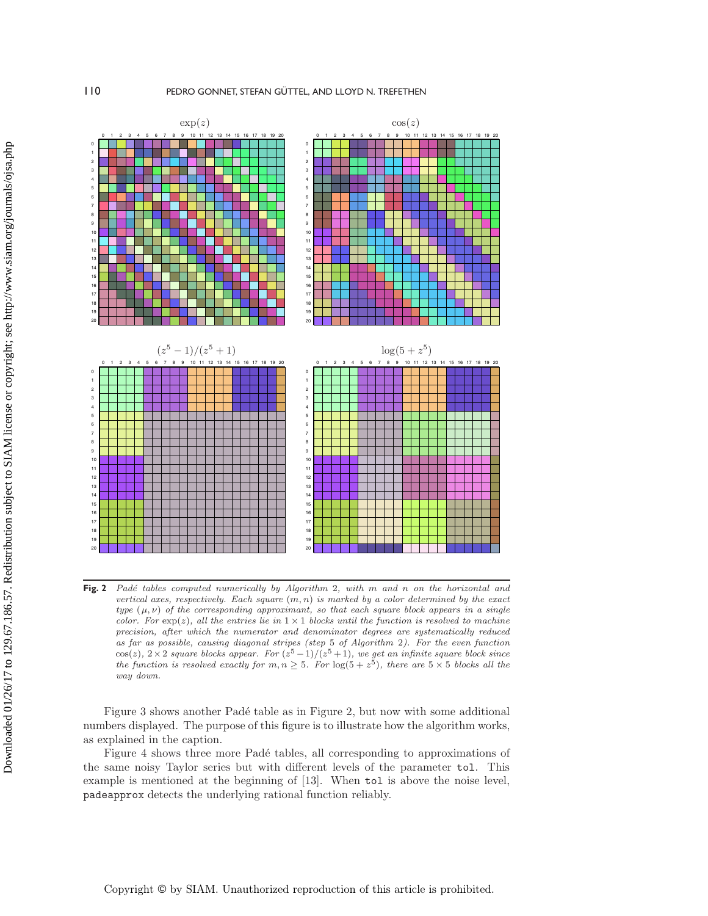**Fig. 2** *Padé tables computed numerically by Algorithm* 2*, with* $m$ *and* $n$ *on the horizontal and vertical axes, respectively. Each square* $(m, n)$ *is marked by a color determined by the exact type* $(\mu, \nu)$ *of the corresponding approximant, so that each square block appears in a single color. For* $\exp(z)$*, all the entries lie in* $1 \times 1$ *blocks until the function is resolved to machine precision, after which the numerator and denominator degrees are systematically reduced as far as possible, causing diagonal stripes (step* 5 *of Algorithm* 2*). For the even function* $\cos(z)$*,* $2 \times 2$ *square blocks appear. For* $(z^5 - 1)/(z^5 + 1)$*, we get an infinite square block since the function is resolved exactly for* $m, n \geq 5$*. For* $\log(5 + z^5)$*, there are* $5 \times 5$ *blocks all the way down.*

Figure 3 shows another Padé table as in Figure 2, but now with some additional numbers displayed. The purpose of this figure is to illustrate how the algorithm works, as explained in the caption.

Figure 4 shows three more Padé tables, all corresponding to approximations of the same noisy Taylor series but with different levels of the parameter `tol`. This example is mentioned at the beginning of [13]. When `tol` is above the noise level, `padeapprox` detects the underlying rational function reliably.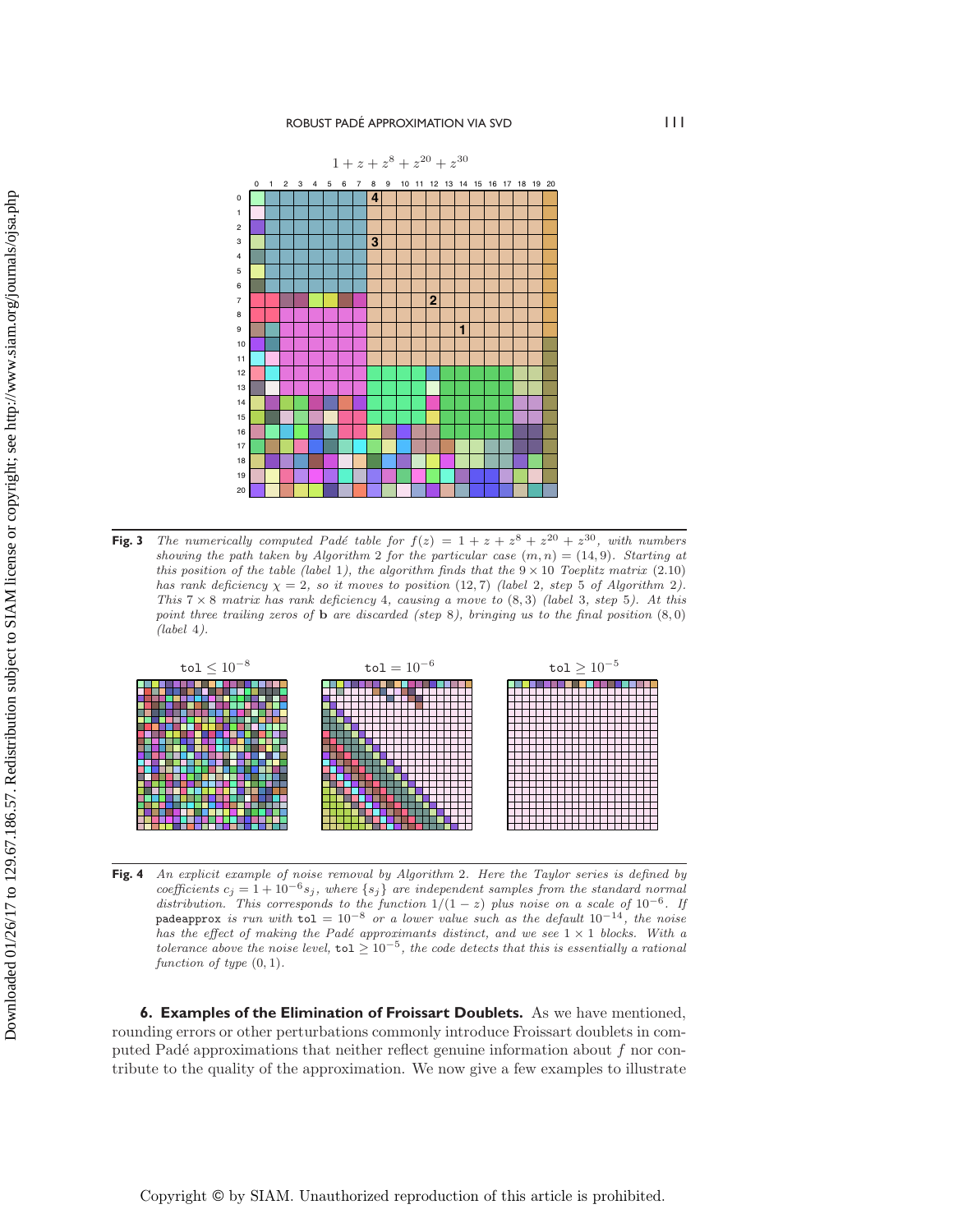**Fig. 3** *The numerically computed Padé table for $f(z) = 1 + z + z^8 + z^{20} + z^{30}$, with numbers showing the path taken by Algorithm 2 for the particular case $(m, n) = (14, 9)$. Starting at this position of the table (label 1), the algorithm finds that the $9 \times 10$ Toeplitz matrix (2.10) has rank deficiency $\chi = 2$, so it moves to position $(12, 7)$ (label 2, step 5 of Algorithm 2). This $7 \times 8$ matrix has rank deficiency 4, causing a move to $(8, 3)$ (label 3, step 5). At this point three trailing zeros of* **b** *are discarded (step 8), bringing us to the final position $(8, 0)$ (label 4).*

**Fig. 4** *An explicit example of noise removal by Algorithm 2. Here the Taylor series is defined by coefficients $c_j = 1 + 10^{-6} s_j$, where $\{s_j\}$ are independent samples from the standard normal distribution. This corresponds to the function $1/(1-z)$ plus noise on a scale of $10^{-6}$. If* `padeapprox` *is run with* `tol` $= 10^{-8}$ *or a lower value such as the default $10^{-14}$, the noise has the effect of making the Padé approximants distinct, and we see $1 \times 1$ blocks. With a tolerance above the noise level,* `tol` $\geq 10^{-5}$, *the code detects that this is essentially a rational function of type $(0, 1)$.*

## 6. Examples of the Elimination of Froissart Doublets.

As we have mentioned, rounding errors or other perturbations commonly introduce Froissart doublets in computed Padé approximations that neither reflect genuine information about $f$ nor contribute to the quality of the approximation. We now give a few examples to illustrate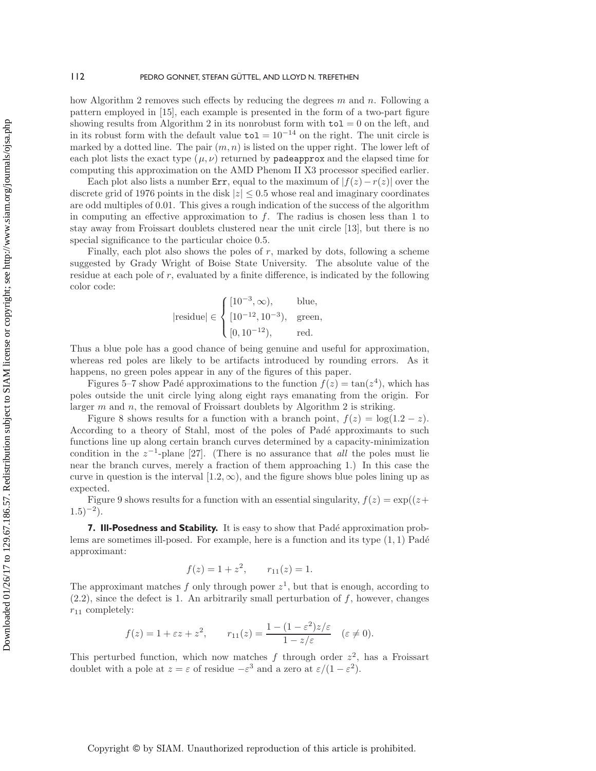how Algorithm 2 removes such effects by reducing the degrees $m$ and $n$. Following a pattern employed in [15], each example is presented in the form of a two-part figure showing results from Algorithm 2 in its nonrobust form with `tol` $= 0$ on the left, and in its robust form with the default value `tol` $= 10^{-14}$ on the right. The unit circle is marked by a dotted line. The pair $(m, n)$ is listed on the upper right. The lower left of each plot lists the exact type $(\mu, \nu)$ returned by `padeapprox` and the elapsed time for computing this approximation on the AMD Phenom II X3 processor specified earlier.

Each plot also lists a number `Err`, equal to the maximum of $|f(z) - r(z)|$ over the discrete grid of 1976 points in the disk $|z| \le 0.5$ whose real and imaginary coordinates are odd multiples of 0.01. This gives a rough indication of the success of the algorithm in computing an effective approximation to $f$. The radius is chosen less than 1 to stay away from Froissart doublets clustered near the unit circle [13], but there is no special significance to the particular choice 0.5.

Finally, each plot also shows the poles of $r$, marked by dots, following a scheme suggested by Grady Wright of Boise State University. The absolute value of the residue at each pole of $r$, evaluated by a finite difference, is indicated by the following color code:

$$|\text{residue}| \in \begin{cases} [10^{-3}, \infty), & \text{blue,} \\ [10^{-12}, 10^{-3}), & \text{green,} \\ [0, 10^{-12}), & \text{red.} \end{cases}$$

Thus a blue pole has a good chance of being genuine and useful for approximation, whereas red poles are likely to be artifacts introduced by rounding errors. As it happens, no green poles appear in any of the figures of this paper.

Figures 5–7 show Padé approximations to the function $f(z) = \tan(z^4)$, which has poles outside the unit circle lying along eight rays emanating from the origin. For larger $m$ and $n$, the removal of Froissart doublets by Algorithm 2 is striking.

Figure 8 shows results for a function with a branch point, $f(z) = \log(1.2 - z)$. According to a theory of Stahl, most of the poles of Padé approximants to such functions line up along certain branch curves determined by a capacity-minimization condition in the $z^{-1}$-plane [27]. (There is no assurance that *all* the poles must lie near the branch curves, merely a fraction of them approaching 1.) In this case the curve in question is the interval $[1.2, \infty)$, and the figure shows blue poles lining up as expected.

Figure 9 shows results for a function with an essential singularity, $f(z) = \exp((z + 1.5)^{-2})$.

## 7. Ill-Posedness and Stability.

It is easy to show that Padé approximation problems are sometimes ill-posed. For example, here is a function and its type $(1, 1)$ Padé approximant:

$$f(z) = 1 + z^2, \qquad r_{11}(z) = 1.$$

The approximant matches $f$ only through power $z^1$, but that is enough, according to (2.2), since the defect is 1. An arbitrarily small perturbation of $f$, however, changes $r_{11}$ completely:

$$f(z) = 1 + \varepsilon z + z^2, \qquad r_{11}(z) = \frac{1 - (1 - \varepsilon^2)z/\varepsilon}{1 - z/\varepsilon} \quad (\varepsilon \neq 0).$$

This perturbed function, which now matches $f$ through order $z^2$, has a Froissart doublet with a pole at $z = \varepsilon$ of residue $-\varepsilon^3$ and a zero at $\varepsilon/(1 - \varepsilon^2)$.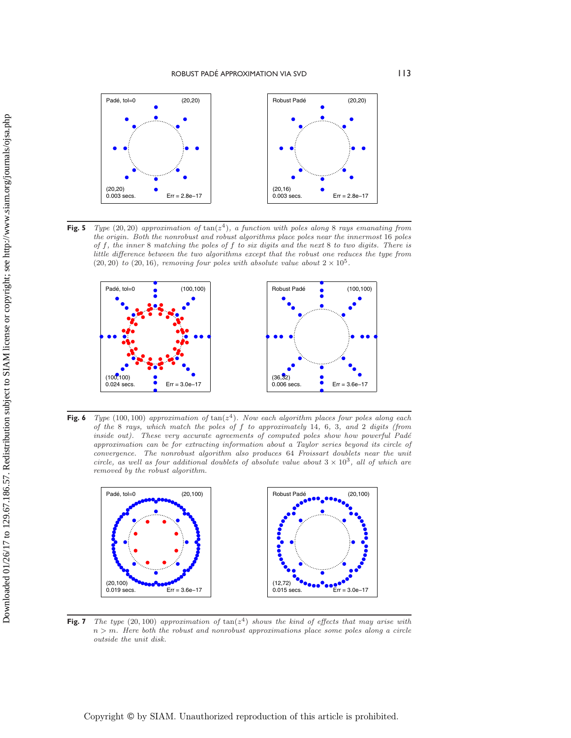Fig. 5 *Type* $(20, 20)$ *approximation of* $\tan(z^4)$*, a function with poles along 8 rays emanating from the origin. Both the nonrobust and robust algorithms place poles near the innermost 16 poles of* $f$*, the inner 8 matching the poles of* $f$ *to six digits and the next 8 to two digits. There is little difference between the two algorithms except that the robust one reduces the type from* $(20, 20)$ *to* $(20, 16)$*, removing four poles with absolute value about* $2 \times 10^5$.

Fig. 6 *Type* $(100, 100)$ *approximation of* $\tan(z^4)$*. Now each algorithm places four poles along each of the 8 rays, which match the poles of* $f$ *to approximately 14, 6, 3, and 2 digits (from inside out). These very accurate agreements of computed poles show how powerful Padé approximation can be for extracting information about a Taylor series beyond its circle of convergence. The nonrobust algorithm also produces 64 Froissart doublets near the unit circle, as well as four additional doublets of absolute value about* $3 \times 10^3$*, all of which are removed by the robust algorithm.*

Fig. 7 *The type* $(20, 100)$ *approximation of* $\tan(z^4)$ *shows the kind of effects that may arise with* $n > m$*. Here both the robust and nonrobust approximations place some poles along a circle outside the unit disk.*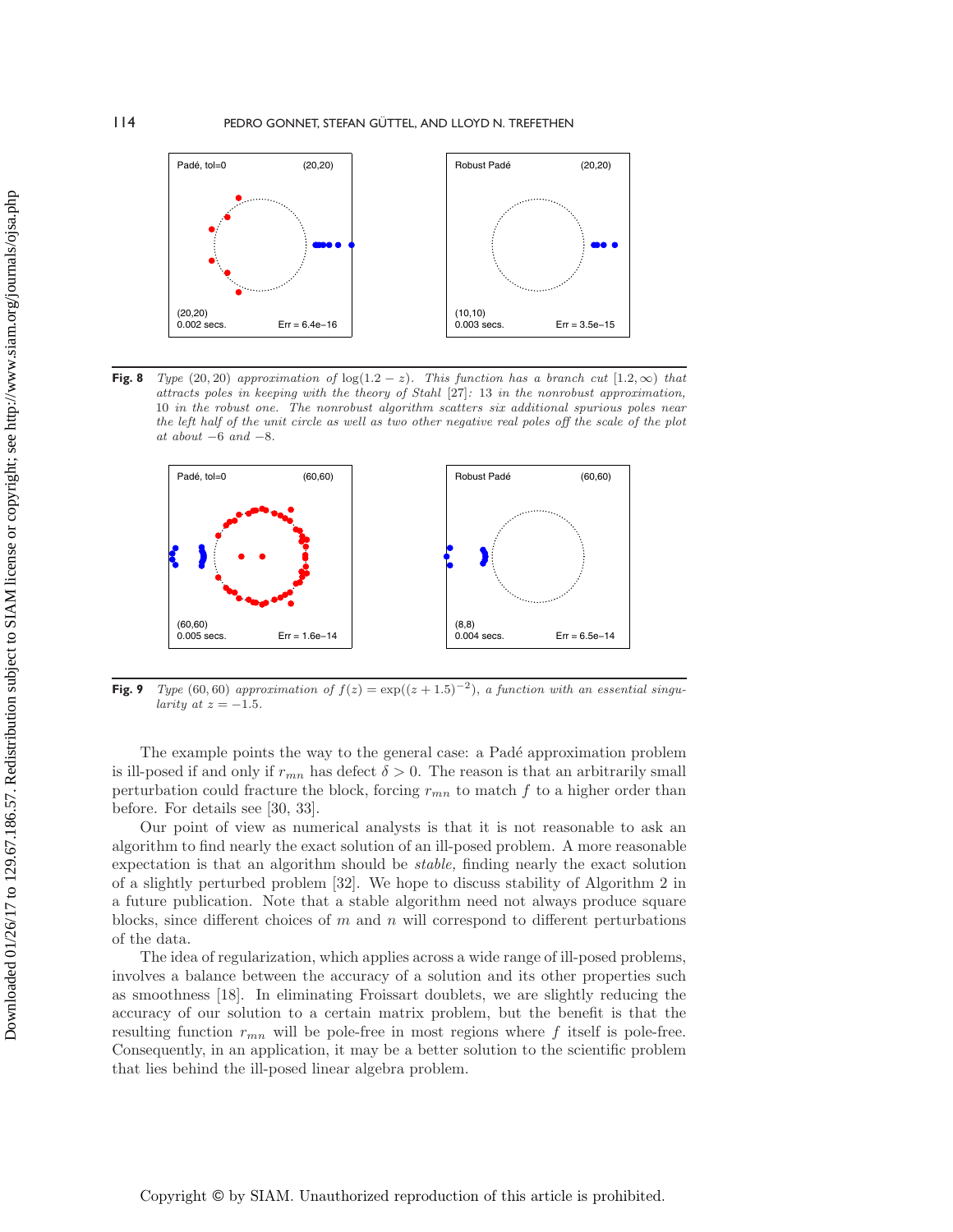**Fig. 8** *Type* $(20,20)$ *approximation of* $\log(1.2-z)$*. This function has a branch cut* $[1.2,\infty)$ *that attracts poles in keeping with the theory of Stahl* [27]*: 13 in the nonrobust approximation, 10 in the robust one. The nonrobust algorithm scatters six additional spurious poles near the left half of the unit circle as well as two other negative real poles off the scale of the plot at about* $-6$ *and* $-8$*.*

**Fig. 9** *Type* $(60,60)$ *approximation of* $f(z) = \exp((z+1.5)^{-2})$*, a function with an essential singularity at* $z = -1.5$*.*

The example points the way to the general case: a Padé approximation problem is ill-posed if and only if $r_{mn}$ has defect $\delta > 0$. The reason is that an arbitrarily small perturbation could fracture the block, forcing $r_{mn}$ to match $f$ to a higher order than before. For details see [30, 33].

Our point of view as numerical analysts is that it is not reasonable to ask an algorithm to find nearly the exact solution of an ill-posed problem. A more reasonable expectation is that an algorithm should be *stable,* finding nearly the exact solution of a slightly perturbed problem [32]. We hope to discuss stability of Algorithm 2 in a future publication. Note that a stable algorithm need not always produce square blocks, since different choices of $m$ and $n$ will correspond to different perturbations of the data.

The idea of regularization, which applies across a wide range of ill-posed problems, involves a balance between the accuracy of a solution and its other properties such as smoothness [18]. In eliminating Froissart doublets, we are slightly reducing the accuracy of our solution to a certain matrix problem, but the benefit is that the resulting function $r_{mn}$ will be pole-free in most regions where $f$ itself is pole-free. Consequently, in an application, it may be a better solution to the scientific problem that lies behind the ill-posed linear algebra problem.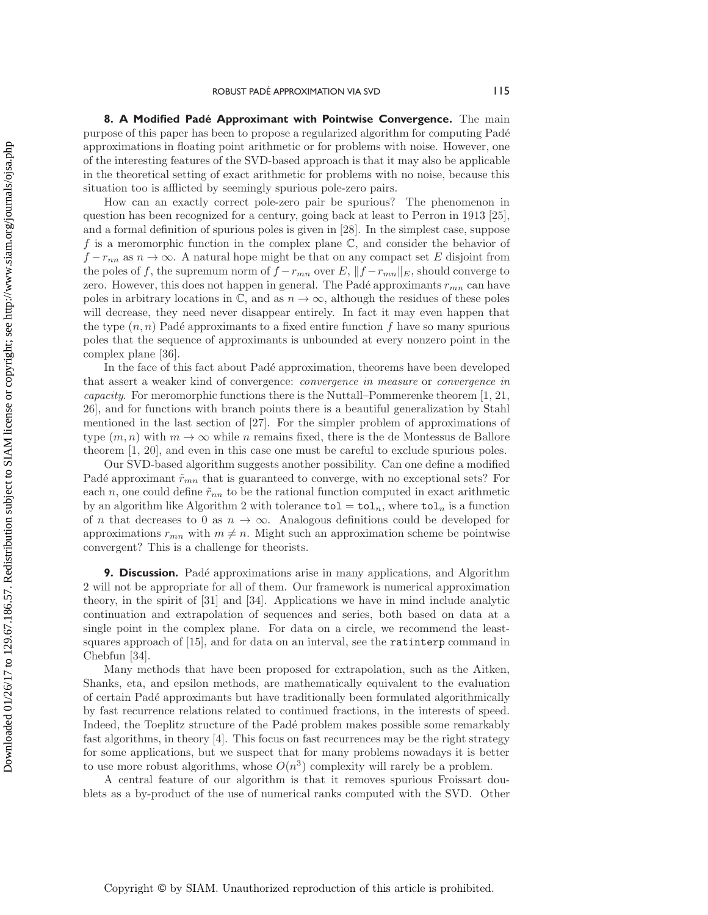**8. A Modified Padé Approximant with Pointwise Convergence.** The main purpose of this paper has been to propose a regularized algorithm for computing Padé approximations in floating point arithmetic or for problems with noise. However, one of the interesting features of the SVD-based approach is that it may also be applicable in the theoretical setting of exact arithmetic for problems with no noise, because this situation too is afflicted by seemingly spurious pole-zero pairs.

How can an exactly correct pole-zero pair be spurious? The phenomenon in question has been recognized for a century, going back at least to Perron in 1913 [25], and a formal definition of spurious poles is given in [28]. In the simplest case, suppose $f$ is a meromorphic function in the complex plane $\mathbb{C}$, and consider the behavior of $f - r_{nn}$ as $n \to \infty$. A natural hope might be that on any compact set $E$ disjoint from the poles of $f$, the supremum norm of $f - r_{mn}$ over $E$, $\|f - r_{mn}\|_E$, should converge to zero. However, this does not happen in general. The Padé approximants $r_{mn}$ can have poles in arbitrary locations in $\mathbb{C}$, and as $n \to \infty$, although the residues of these poles will decrease, they need never disappear entirely. In fact it may even happen that the type $(n, n)$ Padé approximants to a fixed entire function $f$ have so many spurious poles that the sequence of approximants is unbounded at every nonzero point in the complex plane [36].

In the face of this fact about Padé approximation, theorems have been developed that assert a weaker kind of convergence: *convergence in measure* or *convergence in capacity*. For meromorphic functions there is the Nuttall–Pommerenke theorem [1, 21, 26], and for functions with branch points there is a beautiful generalization by Stahl mentioned in the last section of [27]. For the simpler problem of approximations of type $(m, n)$ with $m \to \infty$ while $n$ remains fixed, there is the de Montessus de Ballore theorem [1, 20], and even in this case one must be careful to exclude spurious poles.

Our SVD-based algorithm suggests another possibility. Can one define a modified Padé approximant $\tilde{r}_{mn}$ that is guaranteed to converge, with no exceptional sets? For each $n$, one could define $\tilde{r}_{nn}$ to be the rational function computed in exact arithmetic by an algorithm like Algorithm 2 with tolerance $\texttt{tol} = \texttt{tol}_n$, where $\texttt{tol}_n$ is a function of $n$ that decreases to 0 as $n \to \infty$. Analogous definitions could be developed for approximations $r_{mn}$ with $m \neq n$. Might such an approximation scheme be pointwise convergent? This is a challenge for theorists.

**9. Discussion.** Padé approximations arise in many applications, and Algorithm 2 will not be appropriate for all of them. Our framework is numerical approximation theory, in the spirit of [31] and [34]. Applications we have in mind include analytic continuation and extrapolation of sequences and series, both based on data at a single point in the complex plane. For data on a circle, we recommend the least-squares approach of [15], and for data on an interval, see the `ratinterp` command in Chebfun [34].

Many methods that have been proposed for extrapolation, such as the Aitken, Shanks, eta, and epsilon methods, are mathematically equivalent to the evaluation of certain Padé approximants but have traditionally been formulated algorithmically by fast recurrence relations related to continued fractions, in the interests of speed. Indeed, the Toeplitz structure of the Padé problem makes possible some remarkably fast algorithms, in theory [4]. This focus on fast recurrences may be the right strategy for some applications, but we suspect that for many problems nowadays it is better to use more robust algorithms, whose $O(n^3)$ complexity will rarely be a problem.

A central feature of our algorithm is that it removes spurious Froissart doublets as a by-product of the use of numerical ranks computed with the SVD. Other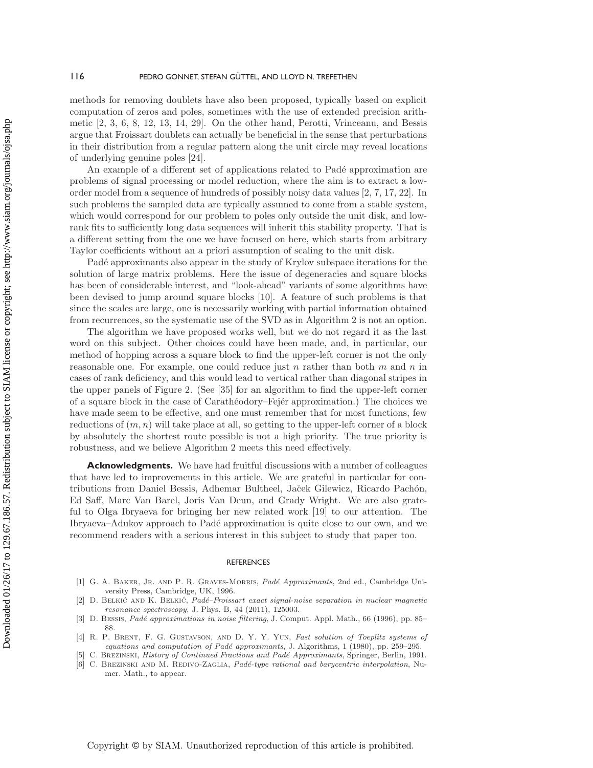methods for removing doublets have also been proposed, typically based on explicit computation of zeros and poles, sometimes with the use of extended precision arithmetic [2, 3, 6, 8, 12, 13, 14, 29]. On the other hand, Perotti, Vrinceanu, and Bessis argue that Froissart doublets can actually be beneficial in the sense that perturbations in their distribution from a regular pattern along the unit circle may reveal locations of underlying genuine poles [24].

An example of a different set of applications related to Padé approximation are problems of signal processing or model reduction, where the aim is to extract a low-order model from a sequence of hundreds of possibly noisy data values [2, 7, 17, 22]. In such problems the sampled data are typically assumed to come from a stable system, which would correspond for our problem to poles only outside the unit disk, and low-rank fits to sufficiently long data sequences will inherit this stability property. That is a different setting from the one we have focused on here, which starts from arbitrary Taylor coefficients without an a priori assumption of scaling to the unit disk.

Padé approximants also appear in the study of Krylov subspace iterations for the solution of large matrix problems. Here the issue of degeneracies and square blocks has been of considerable interest, and "look-ahead" variants of some algorithms have been devised to jump around square blocks [10]. A feature of such problems is that since the scales are large, one is necessarily working with partial information obtained from recurrences, so the systematic use of the SVD as in Algorithm 2 is not an option.

The algorithm we have proposed works well, but we do not regard it as the last word on this subject. Other choices could have been made, and, in particular, our method of hopping across a square block to find the upper-left corner is not the only reasonable one. For example, one could reduce just $n$ rather than both $m$ and $n$ in cases of rank deficiency, and this would lead to vertical rather than diagonal stripes in the upper panels of Figure 2. (See [35] for an algorithm to find the upper-left corner of a square block in the case of Carathéodory–Fejér approximation.) The choices we have made seem to be effective, and one must remember that for most functions, few reductions of $(m, n)$ will take place at all, so getting to the upper-left corner of a block by absolutely the shortest route possible is not a high priority. The true priority is robustness, and we believe Algorithm 2 meets this need effectively.

**Acknowledgments.** We have had fruitful discussions with a number of colleagues that have led to improvements in this article. We are grateful in particular for contributions from Daniel Bessis, Adhemar Bultheel, Jaček Gilewicz, Ricardo Pachón, Ed Saff, Marc Van Barel, Joris Van Deun, and Grady Wright. We are also grateful to Olga Ibryaeva for bringing her new related work [19] to our attention. The Ibryaeva–Adukov approach to Padé approximation is quite close to our own, and we recommend readers with a serious interest in this subject to study that paper too.

## REFERENCES

[1] G. A. Baker, Jr. and P. R. Graves-Morris, *Padé Approximants*, 2nd ed., Cambridge University Press, Cambridge, UK, 1996.

[2] D. Belkić and K. Belkić, *Padé–Froissart exact signal-noise separation in nuclear magnetic resonance spectroscopy*, J. Phys. B, 44 (2011), 125003.

[3] D. Bessis, *Padé approximations in noise filtering*, J. Comput. Appl. Math., 66 (1996), pp. 85–88.

[4] R. P. Brent, F. G. Gustavson, and D. Y. Y. Yun, *Fast solution of Toeplitz systems of equations and computation of Padé approximants*, J. Algorithms, 1 (1980), pp. 259–295.

[5] C. Brezinski, *History of Continued Fractions and Padé Approximants*, Springer, Berlin, 1991.

[6] C. Brezinski and M. Redivo-Zaglia, *Padé-type rational and barycentric interpolation*, Numer. Math., to appear.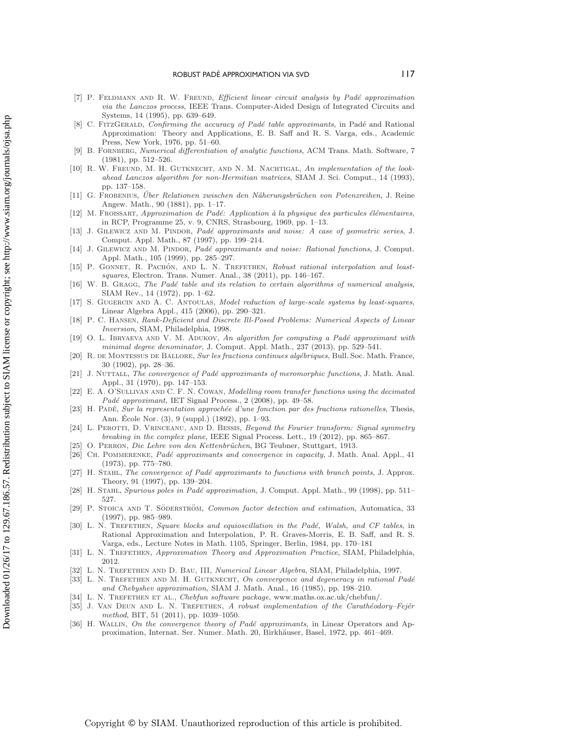[7] P. Feldmann and R. W. Freund, *Efficient linear circuit analysis by Padé approximation via the Lanczos process*, IEEE Trans. Computer-Aided Design of Integrated Circuits and Systems, 14 (1995), pp. 639–649.

[8] C. FitzGerald, *Confirming the accuracy of Padé table approximants*, in Padé and Rational Approximation: Theory and Applications, E. B. Saff and R. S. Varga, eds., Academic Press, New York, 1976, pp. 51–60.

[9] B. Fornberg, *Numerical differentiation of analytic functions*, ACM Trans. Math. Software, 7 (1981), pp. 512–526.

[10] R. W. Freund, M. H. Gutknecht, and N. M. Nachtigal, *An implementation of the look-ahead Lanczos algorithm for non-Hermitian matrices*, SIAM J. Sci. Comput., 14 (1993), pp. 137–158.

[11] G. Frobenius, *Über Relationen zwischen den Näherungsbrüchen von Potenzreihen*, J. Reine Angew. Math., 90 (1881), pp. 1–17.

[12] M. Froissart, *Approximation de Padé: Application à la physique des particules élémentaires*, in RCP, Programme 25, v. 9, CNRS, Strasbourg, 1969, pp. 1–13.

[13] J. Gilewicz and M. Pindor, *Padé approximants and noise: A case of geometric series*, J. Comput. Appl. Math., 87 (1997), pp. 199–214.

[14] J. Gilewicz and M. Pindor, *Padé approximants and noise: Rational functions*, J. Comput. Appl. Math., 105 (1999), pp. 285–297.

[15] P. Gonnet, R. Pachón, and L. N. Trefethen, *Robust rational interpolation and least-squares*, Electron. Trans. Numer. Anal., 38 (2011), pp. 146–167.

[16] W. B. Gragg, *The Padé table and its relation to certain algorithms of numerical analysis*, SIAM Rev., 14 (1972), pp. 1–62.

[17] S. Gugercin and A. C. Antoulas, *Model reduction of large-scale systems by least-squares*, Linear Algebra Appl., 415 (2006), pp. 290–321.

[18] P. C. Hansen, *Rank-Deficient and Discrete Ill-Posed Problems: Numerical Aspects of Linear Inversion*, SIAM, Philadelphia, 1998.

[19] O. L. Ibryaeva and V. M. Adukov, *An algorithm for computing a Padé approximant with minimal degree denominator*, J. Comput. Appl. Math., 237 (2013), pp. 529–541.

[20] R. de Montessus de Ballore, *Sur les fractions continues algébriques*, Bull. Soc. Math. France, 30 (1902), pp. 28–36.

[21] J. Nuttall, *The convergence of Padé approximants of meromorphic functions*, J. Math. Anal. Appl., 31 (1970), pp. 147–153.

[22] E. A. O'Sullivan and C. F. N. Cowan, *Modelling room transfer functions using the decimated Padé approximant*, IET Signal Process., 2 (2008), pp. 49–58.

[23] H. Padé, *Sur la representation approchée d'une fonction par des fractions rationelles*, Thesis, Ann. École Nor. (3), 9 (suppl.) (1892), pp. 1–93.

[24] L. Perotti, D. Vrinceanu, and D. Bessis, *Beyond the Fourier transform: Signal symmetry breaking in the complex plane*, IEEE Signal Process. Lett., 19 (2012), pp. 865–867.

[25] O. Perron, *Die Lehre von den Kettenbrüchen*, BG Teubner, Stuttgart, 1913.

[26] Ch. Pommerenke, *Padé approximants and convergence in capacity*, J. Math. Anal. Appl., 41 (1973), pp. 775–780.

[27] H. Stahl, *The convergence of Padé approximants to functions with branch points*, J. Approx. Theory, 91 (1997), pp. 139–204.

[28] H. Stahl, *Spurious poles in Padé approximation*, J. Comput. Appl. Math., 99 (1998), pp. 511–527.

[29] P. Stoica and T. Söderström, *Common factor detection and estimation*, Automatica, 33 (1997), pp. 985–989.

[30] L. N. Trefethen, *Square blocks and equioscillation in the Padé, Walsh, and CF tables*, in Rational Approximation and Interpolation, P. R. Graves-Morris, E. B. Saff, and R. S. Varga, eds., Lecture Notes in Math. 1105, Springer, Berlin, 1984, pp. 170–181

[31] L. N. Trefethen, *Approximation Theory and Approximation Practice*, SIAM, Philadelphia, 2012.

[32] L. N. Trefethen and D. Bau, III, *Numerical Linear Algebra*, SIAM, Philadelphia, 1997.

[33] L. N. Trefethen and M. H. Gutknecht, *On convergence and degeneracy in rational Padé and Chebyshev approximation*, SIAM J. Math. Anal., 16 (1985), pp. 198–210.

[34] L. N. Trefethen et al., *Chebfun software package*, www.maths.ox.ac.uk/chebfun/.

[35] J. Van Deun and L. N. Trefethen, *A robust implementation of the Carathéodory–Fejér method*, BIT, 51 (2011), pp. 1039–1050.

[36] H. Wallin, *On the convergence theory of Padé approximants*, in Linear Operators and Approximation, Internat. Ser. Numer. Math. 20, Birkhäuser, Basel, 1972, pp. 461–469.